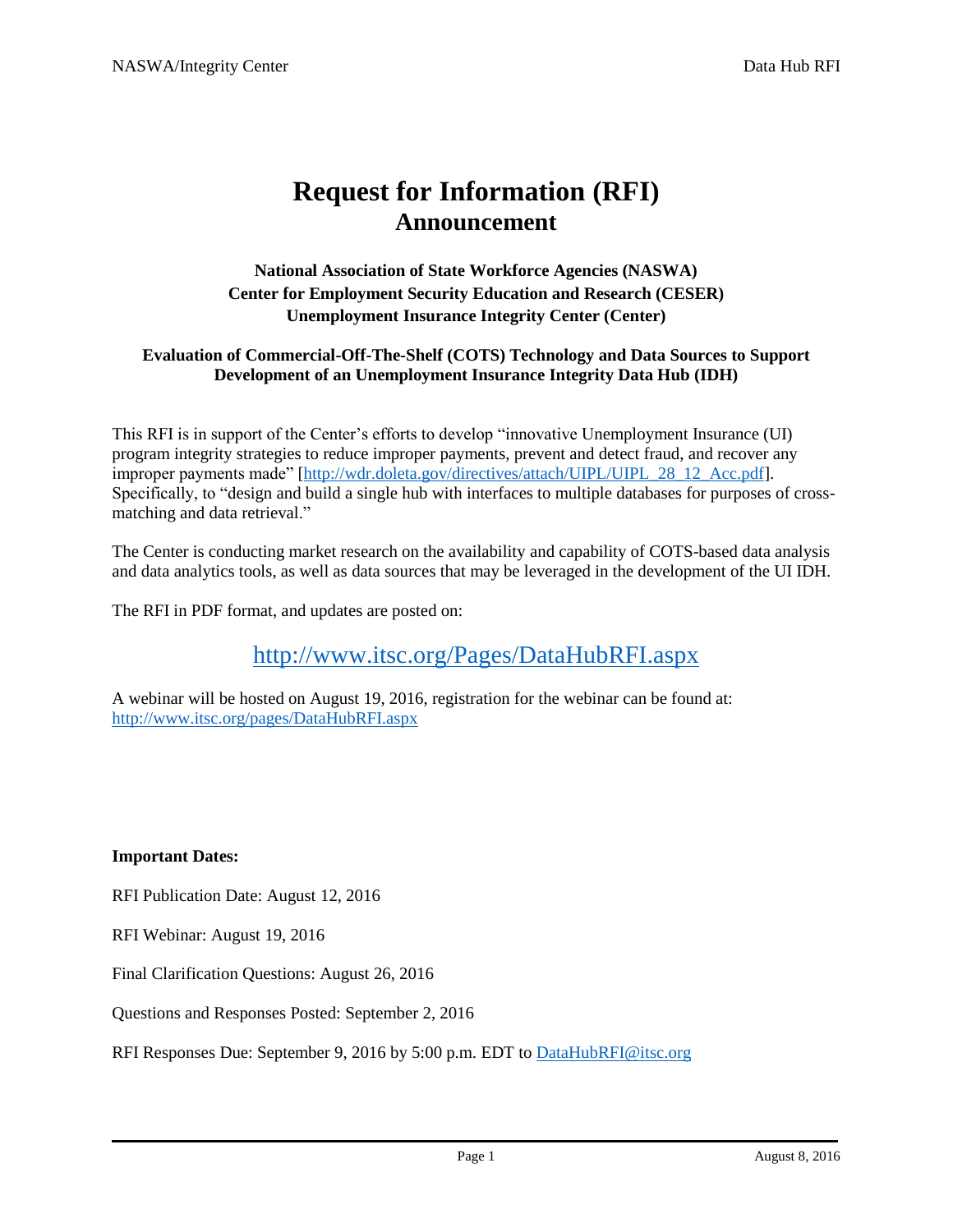# Request for Information (RFI)
## Announcement

**National Association of State Workforce Agencies (NASWA)**
**Center for Employment Security Education and Research (CESER)**
**Unemployment Insurance Integrity Center (Center)**

**Evaluation of Commercial-Off-The-Shelf (COTS) Technology and Data Sources to Support Development of an Unemployment Insurance Integrity Data Hub (IDH)**

This RFI is in support of the Center's efforts to develop "innovative Unemployment Insurance (UI) program integrity strategies to reduce improper payments, prevent and detect fraud, and recover any improper payments made" [http://wdr.doleta.gov/directives/attach/UIPL/UIPL_28_12_Acc.pdf]. Specifically, to "design and build a single hub with interfaces to multiple databases for purposes of cross-matching and data retrieval."

The Center is conducting market research on the availability and capability of COTS-based data analysis and data analytics tools, as well as data sources that may be leveraged in the development of the UI IDH.

The RFI in PDF format, and updates are posted on:

http://www.itsc.org/Pages/DataHubRFI.aspx

A webinar will be hosted on August 19, 2016, registration for the webinar can be found at: http://www.itsc.org/pages/DataHubRFI.aspx

**Important Dates:**

RFI Publication Date: August 12, 2016

RFI Webinar: August 19, 2016

Final Clarification Questions: August 26, 2016

Questions and Responses Posted: September 2, 2016

RFI Responses Due: September 9, 2016 by 5:00 p.m. EDT to DataHubRFI@itsc.org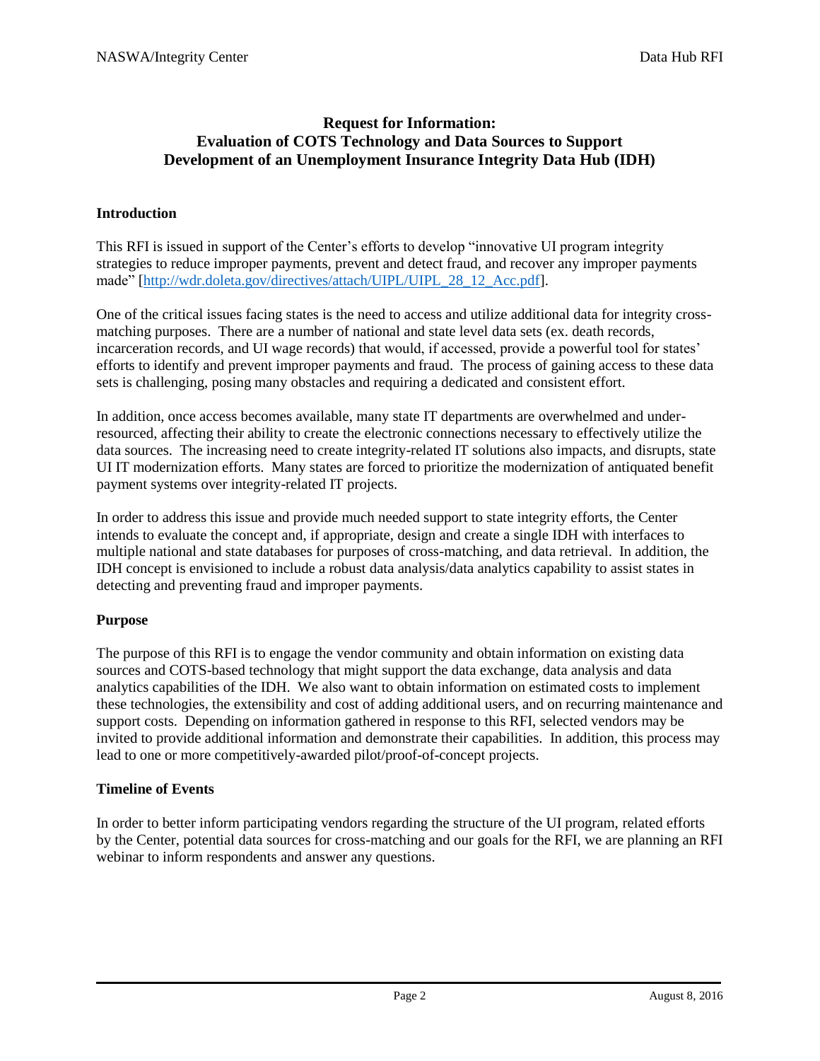## Request for Information:
## Evaluation of COTS Technology and Data Sources to Support Development of an Unemployment Insurance Integrity Data Hub (IDH)

### Introduction

This RFI is issued in support of the Center's efforts to develop "innovative UI program integrity strategies to reduce improper payments, prevent and detect fraud, and recover any improper payments made" [http://wdr.doleta.gov/directives/attach/UIPL/UIPL_28_12_Acc.pdf].

One of the critical issues facing states is the need to access and utilize additional data for integrity cross-matching purposes. There are a number of national and state level data sets (ex. death records, incarceration records, and UI wage records) that would, if accessed, provide a powerful tool for states' efforts to identify and prevent improper payments and fraud. The process of gaining access to these data sets is challenging, posing many obstacles and requiring a dedicated and consistent effort.

In addition, once access becomes available, many state IT departments are overwhelmed and under-resourced, affecting their ability to create the electronic connections necessary to effectively utilize the data sources. The increasing need to create integrity-related IT solutions also impacts, and disrupts, state UI IT modernization efforts. Many states are forced to prioritize the modernization of antiquated benefit payment systems over integrity-related IT projects.

In order to address this issue and provide much needed support to state integrity efforts, the Center intends to evaluate the concept and, if appropriate, design and create a single IDH with interfaces to multiple national and state databases for purposes of cross-matching, and data retrieval. In addition, the IDH concept is envisioned to include a robust data analysis/data analytics capability to assist states in detecting and preventing fraud and improper payments.

### Purpose

The purpose of this RFI is to engage the vendor community and obtain information on existing data sources and COTS-based technology that might support the data exchange, data analysis and data analytics capabilities of the IDH. We also want to obtain information on estimated costs to implement these technologies, the extensibility and cost of adding additional users, and on recurring maintenance and support costs. Depending on information gathered in response to this RFI, selected vendors may be invited to provide additional information and demonstrate their capabilities. In addition, this process may lead to one or more competitively-awarded pilot/proof-of-concept projects.

### Timeline of Events

In order to better inform participating vendors regarding the structure of the UI program, related efforts by the Center, potential data sources for cross-matching and our goals for the RFI, we are planning an RFI webinar to inform respondents and answer any questions.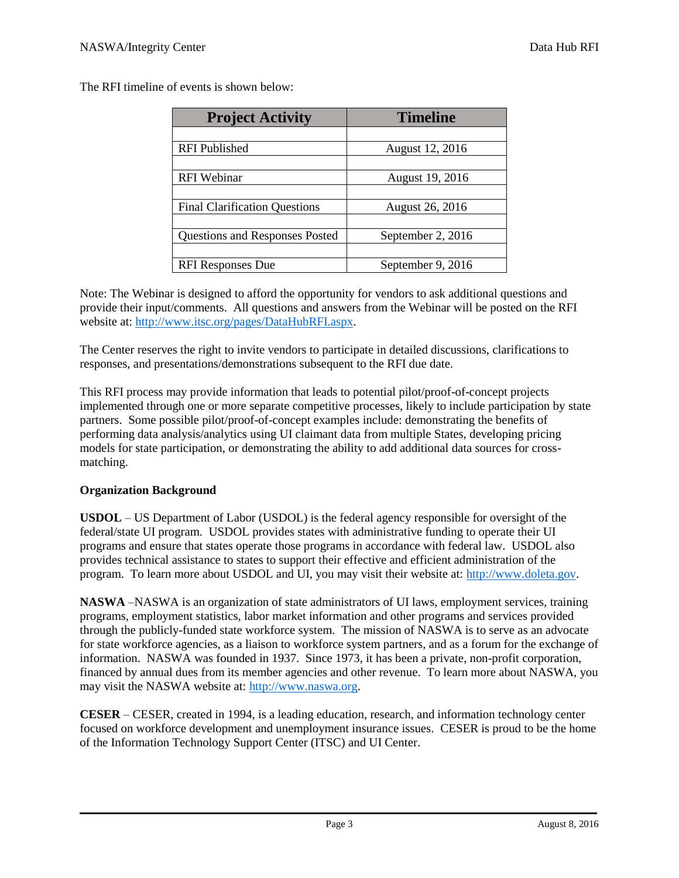The RFI timeline of events is shown below:

| Project Activity | Timeline |
| --- | --- |
| RFI Published | August 12, 2016 |
| RFI Webinar | August 19, 2016 |
| Final Clarification Questions | August 26, 2016 |
| Questions and Responses Posted | September 2, 2016 |
| RFI Responses Due | September 9, 2016 |

Note: The Webinar is designed to afford the opportunity for vendors to ask additional questions and provide their input/comments. All questions and answers from the Webinar will be posted on the RFI website at: http://www.itsc.org/pages/DataHubRFI.aspx.

The Center reserves the right to invite vendors to participate in detailed discussions, clarifications to responses, and presentations/demonstrations subsequent to the RFI due date.

This RFI process may provide information that leads to potential pilot/proof-of-concept projects implemented through one or more separate competitive processes, likely to include participation by state partners. Some possible pilot/proof-of-concept examples include: demonstrating the benefits of performing data analysis/analytics using UI claimant data from multiple States, developing pricing models for state participation, or demonstrating the ability to add additional data sources for cross-matching.

**Organization Background**

**USDOL** – US Department of Labor (USDOL) is the federal agency responsible for oversight of the federal/state UI program. USDOL provides states with administrative funding to operate their UI programs and ensure that states operate those programs in accordance with federal law. USDOL also provides technical assistance to states to support their effective and efficient administration of the program. To learn more about USDOL and UI, you may visit their website at: http://www.doleta.gov.

**NASWA** –NASWA is an organization of state administrators of UI laws, employment services, training programs, employment statistics, labor market information and other programs and services provided through the publicly-funded state workforce system. The mission of NASWA is to serve as an advocate for state workforce agencies, as a liaison to workforce system partners, and as a forum for the exchange of information. NASWA was founded in 1937. Since 1973, it has been a private, non-profit corporation, financed by annual dues from its member agencies and other revenue. To learn more about NASWA, you may visit the NASWA website at: http://www.naswa.org.

**CESER** – CESER, created in 1994, is a leading education, research, and information technology center focused on workforce development and unemployment insurance issues. CESER is proud to be the home of the Information Technology Support Center (ITSC) and UI Center.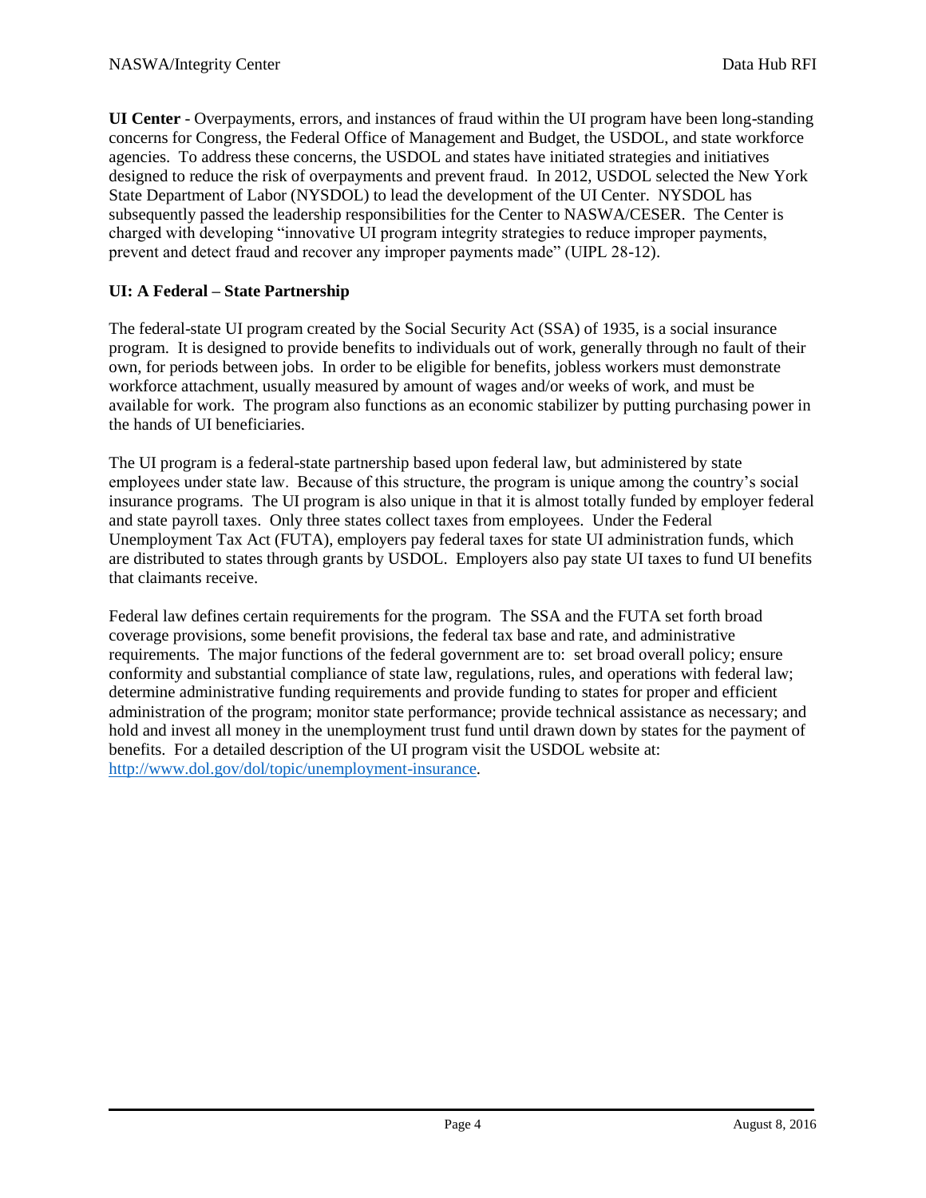**UI Center** - Overpayments, errors, and instances of fraud within the UI program have been long-standing concerns for Congress, the Federal Office of Management and Budget, the USDOL, and state workforce agencies. To address these concerns, the USDOL and states have initiated strategies and initiatives designed to reduce the risk of overpayments and prevent fraud. In 2012, USDOL selected the New York State Department of Labor (NYSDOL) to lead the development of the UI Center. NYSDOL has subsequently passed the leadership responsibilities for the Center to NASWA/CESER. The Center is charged with developing "innovative UI program integrity strategies to reduce improper payments, prevent and detect fraud and recover any improper payments made" (UIPL 28-12).

**UI: A Federal – State Partnership**

The federal-state UI program created by the Social Security Act (SSA) of 1935, is a social insurance program. It is designed to provide benefits to individuals out of work, generally through no fault of their own, for periods between jobs. In order to be eligible for benefits, jobless workers must demonstrate workforce attachment, usually measured by amount of wages and/or weeks of work, and must be available for work. The program also functions as an economic stabilizer by putting purchasing power in the hands of UI beneficiaries.

The UI program is a federal-state partnership based upon federal law, but administered by state employees under state law. Because of this structure, the program is unique among the country's social insurance programs. The UI program is also unique in that it is almost totally funded by employer federal and state payroll taxes. Only three states collect taxes from employees. Under the Federal Unemployment Tax Act (FUTA), employers pay federal taxes for state UI administration funds, which are distributed to states through grants by USDOL. Employers also pay state UI taxes to fund UI benefits that claimants receive.

Federal law defines certain requirements for the program. The SSA and the FUTA set forth broad coverage provisions, some benefit provisions, the federal tax base and rate, and administrative requirements. The major functions of the federal government are to: set broad overall policy; ensure conformity and substantial compliance of state law, regulations, rules, and operations with federal law; determine administrative funding requirements and provide funding to states for proper and efficient administration of the program; monitor state performance; provide technical assistance as necessary; and hold and invest all money in the unemployment trust fund until drawn down by states for the payment of benefits. For a detailed description of the UI program visit the USDOL website at: http://www.dol.gov/dol/topic/unemployment-insurance.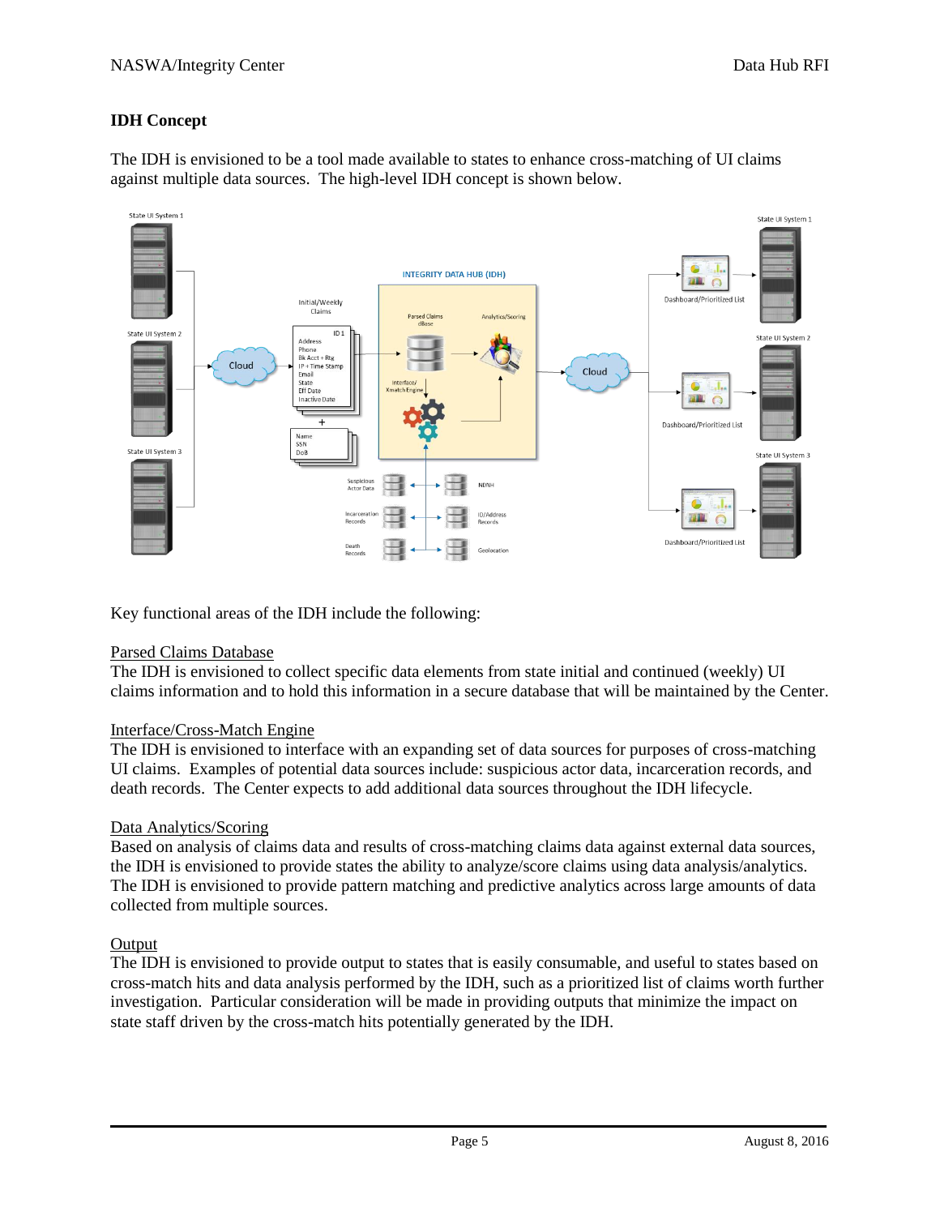## IDH Concept

The IDH is envisioned to be a tool made available to states to enhance cross-matching of UI claims against multiple data sources. The high-level IDH concept is shown below.

Key functional areas of the IDH include the following:

Parsed Claims Database
The IDH is envisioned to collect specific data elements from state initial and continued (weekly) UI claims information and to hold this information in a secure database that will be maintained by the Center.

Interface/Cross-Match Engine
The IDH is envisioned to interface with an expanding set of data sources for purposes of cross-matching UI claims. Examples of potential data sources include: suspicious actor data, incarceration records, and death records. The Center expects to add additional data sources throughout the IDH lifecycle.

Data Analytics/Scoring
Based on analysis of claims data and results of cross-matching claims data against external data sources, the IDH is envisioned to provide states the ability to analyze/score claims using data analysis/analytics. The IDH is envisioned to provide pattern matching and predictive analytics across large amounts of data collected from multiple sources.

Output
The IDH is envisioned to provide output to states that is easily consumable, and useful to states based on cross-match hits and data analysis performed by the IDH, such as a prioritized list of claims worth further investigation. Particular consideration will be made in providing outputs that minimize the impact on state staff driven by the cross-match hits potentially generated by the IDH.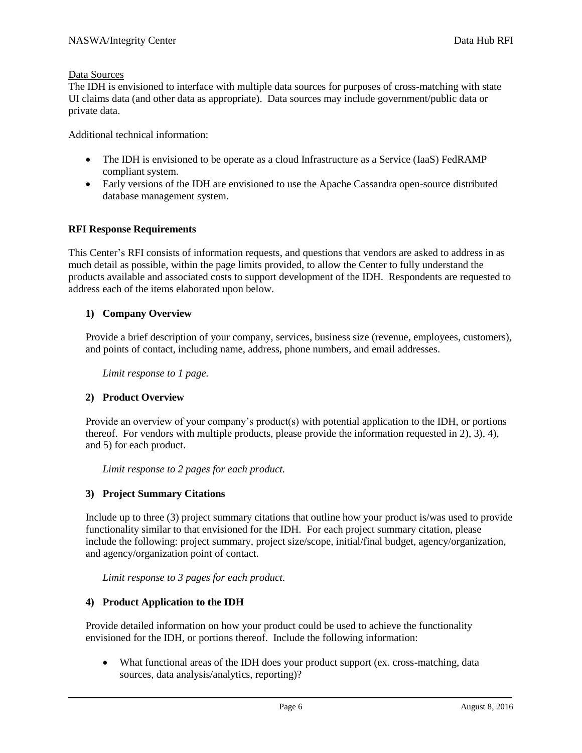Data Sources

The IDH is envisioned to interface with multiple data sources for purposes of cross-matching with state UI claims data (and other data as appropriate). Data sources may include government/public data or private data.

Additional technical information:

- The IDH is envisioned to be operate as a cloud Infrastructure as a Service (IaaS) FedRAMP compliant system.
- Early versions of the IDH are envisioned to use the Apache Cassandra open-source distributed database management system.

**RFI Response Requirements**

This Center's RFI consists of information requests, and questions that vendors are asked to address in as much detail as possible, within the page limits provided, to allow the Center to fully understand the products available and associated costs to support development of the IDH. Respondents are requested to address each of the items elaborated upon below.

**1) Company Overview**

Provide a brief description of your company, services, business size (revenue, employees, customers), and points of contact, including name, address, phone numbers, and email addresses.

*Limit response to 1 page.*

**2) Product Overview**

Provide an overview of your company's product(s) with potential application to the IDH, or portions thereof. For vendors with multiple products, please provide the information requested in 2), 3), 4), and 5) for each product.

*Limit response to 2 pages for each product.*

**3) Project Summary Citations**

Include up to three (3) project summary citations that outline how your product is/was used to provide functionality similar to that envisioned for the IDH. For each project summary citation, please include the following: project summary, project size/scope, initial/final budget, agency/organization, and agency/organization point of contact.

*Limit response to 3 pages for each product.*

**4) Product Application to the IDH**

Provide detailed information on how your product could be used to achieve the functionality envisioned for the IDH, or portions thereof. Include the following information:

- What functional areas of the IDH does your product support (ex. cross-matching, data sources, data analysis/analytics, reporting)?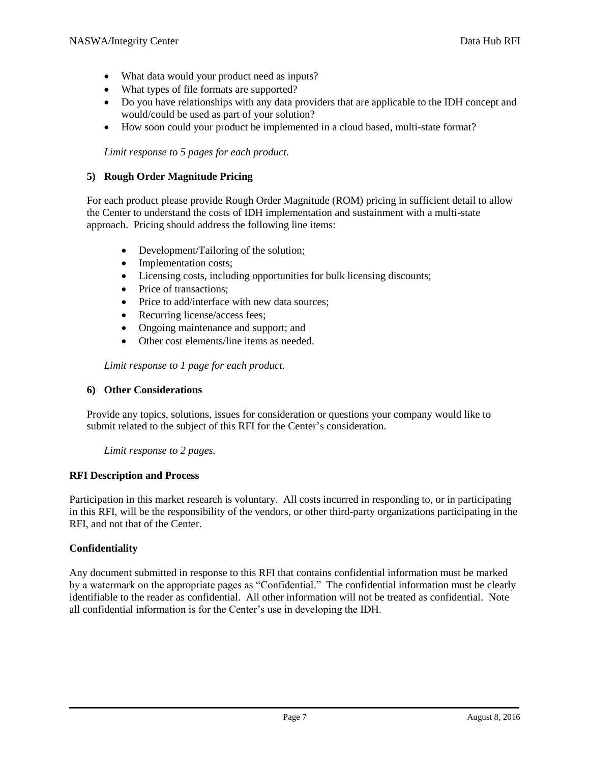- What data would your product need as inputs?
- What types of file formats are supported?
- Do you have relationships with any data providers that are applicable to the IDH concept and would/could be used as part of your solution?
- How soon could your product be implemented in a cloud based, multi-state format?

*Limit response to 5 pages for each product.*

**5) Rough Order Magnitude Pricing**

For each product please provide Rough Order Magnitude (ROM) pricing in sufficient detail to allow the Center to understand the costs of IDH implementation and sustainment with a multi-state approach. Pricing should address the following line items:

- Development/Tailoring of the solution;
- Implementation costs;
- Licensing costs, including opportunities for bulk licensing discounts;
- Price of transactions;
- Price to add/interface with new data sources;
- Recurring license/access fees;
- Ongoing maintenance and support; and
- Other cost elements/line items as needed.

*Limit response to 1 page for each product.*

**6) Other Considerations**

Provide any topics, solutions, issues for consideration or questions your company would like to submit related to the subject of this RFI for the Center's consideration.

*Limit response to 2 pages.*

**RFI Description and Process**

Participation in this market research is voluntary. All costs incurred in responding to, or in participating in this RFI, will be the responsibility of the vendors, or other third-party organizations participating in the RFI, and not that of the Center.

**Confidentiality**

Any document submitted in response to this RFI that contains confidential information must be marked by a watermark on the appropriate pages as "Confidential." The confidential information must be clearly identifiable to the reader as confidential. All other information will not be treated as confidential. Note all confidential information is for the Center's use in developing the IDH.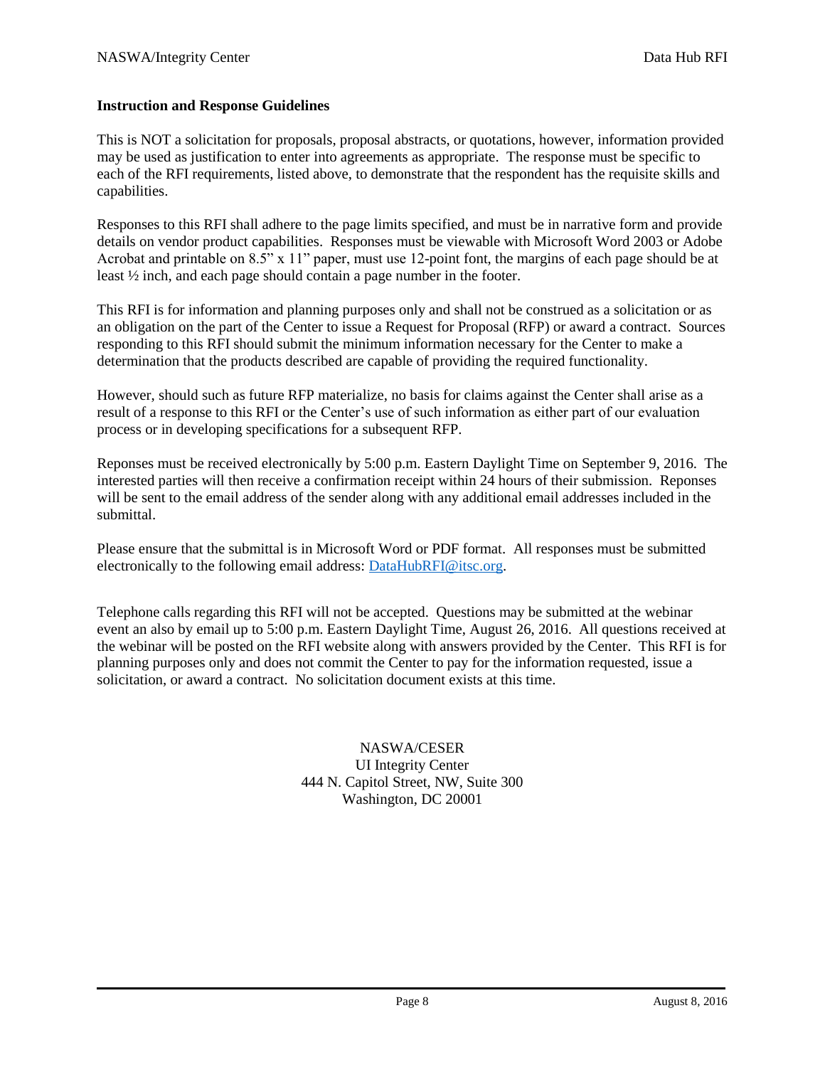**Instruction and Response Guidelines**

This is NOT a solicitation for proposals, proposal abstracts, or quotations, however, information provided may be used as justification to enter into agreements as appropriate. The response must be specific to each of the RFI requirements, listed above, to demonstrate that the respondent has the requisite skills and capabilities.

Responses to this RFI shall adhere to the page limits specified, and must be in narrative form and provide details on vendor product capabilities. Responses must be viewable with Microsoft Word 2003 or Adobe Acrobat and printable on 8.5" x 11" paper, must use 12-point font, the margins of each page should be at least ½ inch, and each page should contain a page number in the footer.

This RFI is for information and planning purposes only and shall not be construed as a solicitation or as an obligation on the part of the Center to issue a Request for Proposal (RFP) or award a contract. Sources responding to this RFI should submit the minimum information necessary for the Center to make a determination that the products described are capable of providing the required functionality.

However, should such as future RFP materialize, no basis for claims against the Center shall arise as a result of a response to this RFI or the Center's use of such information as either part of our evaluation process or in developing specifications for a subsequent RFP.

Reponses must be received electronically by 5:00 p.m. Eastern Daylight Time on September 9, 2016. The interested parties will then receive a confirmation receipt within 24 hours of their submission. Reponses will be sent to the email address of the sender along with any additional email addresses included in the submittal.

Please ensure that the submittal is in Microsoft Word or PDF format. All responses must be submitted electronically to the following email address: DataHubRFI@itsc.org.

Telephone calls regarding this RFI will not be accepted. Questions may be submitted at the webinar event an also by email up to 5:00 p.m. Eastern Daylight Time, August 26, 2016. All questions received at the webinar will be posted on the RFI website along with answers provided by the Center. This RFI is for planning purposes only and does not commit the Center to pay for the information requested, issue a solicitation, or award a contract. No solicitation document exists at this time.

NASWA/CESER
UI Integrity Center
444 N. Capitol Street, NW, Suite 300
Washington, DC 20001